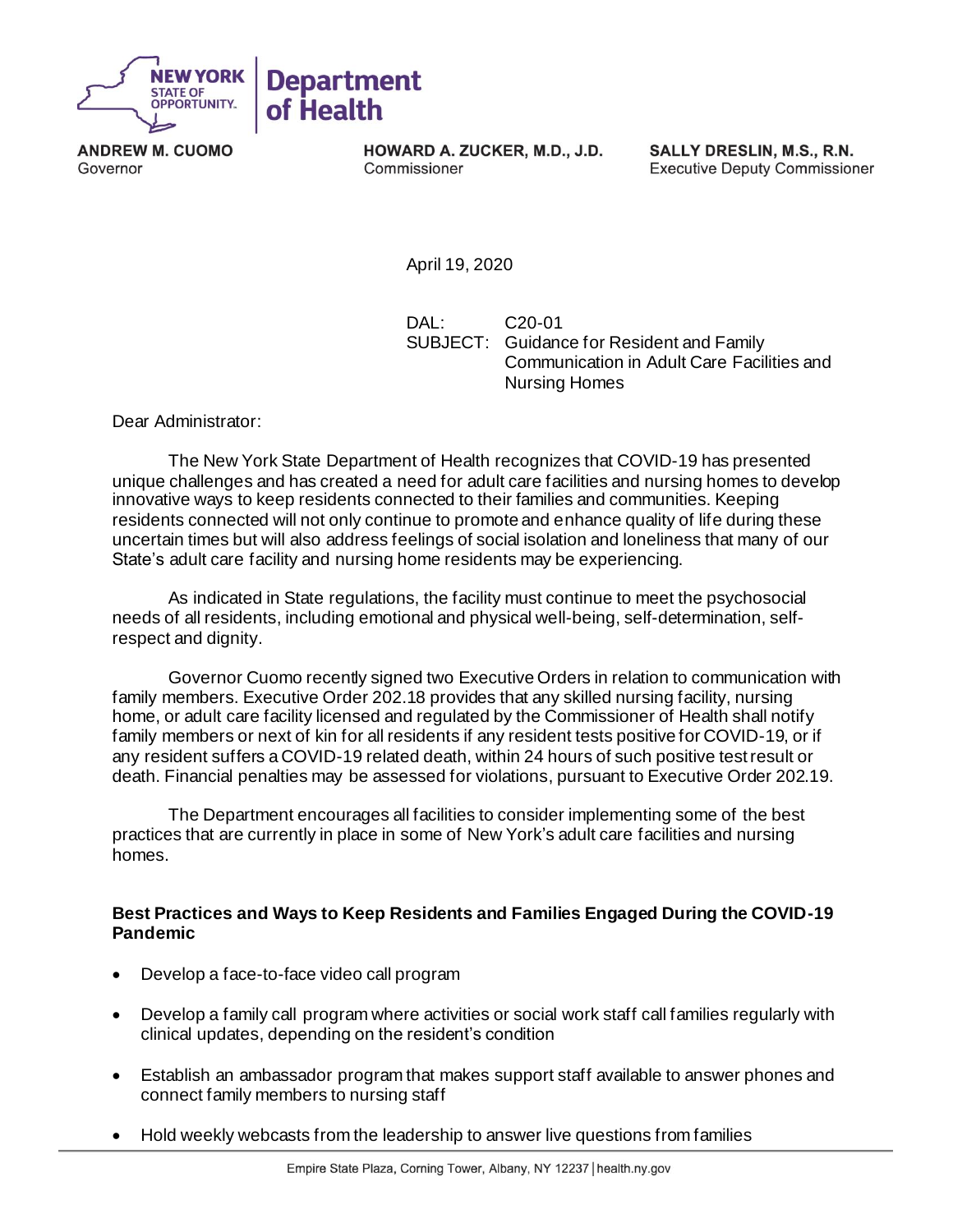NEW YORK STATE OF OPPORTUNITY. | Department of Health

**ANDREW M. CUOMO**
Governor

**HOWARD A. ZUCKER, M.D., J.D.**
Commissioner

**SALLY DRESLIN, M.S., R.N.**
Executive Deputy Commissioner

April 19, 2020

DAL: C20-01
SUBJECT: Guidance for Resident and Family Communication in Adult Care Facilities and Nursing Homes

Dear Administrator:

The New York State Department of Health recognizes that COVID-19 has presented unique challenges and has created a need for adult care facilities and nursing homes to develop innovative ways to keep residents connected to their families and communities. Keeping residents connected will not only continue to promote and enhance quality of life during these uncertain times but will also address feelings of social isolation and loneliness that many of our State's adult care facility and nursing home residents may be experiencing.

As indicated in State regulations, the facility must continue to meet the psychosocial needs of all residents, including emotional and physical well-being, self-determination, self-respect and dignity.

Governor Cuomo recently signed two Executive Orders in relation to communication with family members. Executive Order 202.18 provides that any skilled nursing facility, nursing home, or adult care facility licensed and regulated by the Commissioner of Health shall notify family members or next of kin for all residents if any resident tests positive for COVID-19, or if any resident suffers a COVID-19 related death, within 24 hours of such positive test result or death. Financial penalties may be assessed for violations, pursuant to Executive Order 202.19.

The Department encourages all facilities to consider implementing some of the best practices that are currently in place in some of New York's adult care facilities and nursing homes.

**Best Practices and Ways to Keep Residents and Families Engaged During the COVID-19 Pandemic**

- Develop a face-to-face video call program
- Develop a family call program where activities or social work staff call families regularly with clinical updates, depending on the resident's condition
- Establish an ambassador program that makes support staff available to answer phones and connect family members to nursing staff
- Hold weekly webcasts from the leadership to answer live questions from families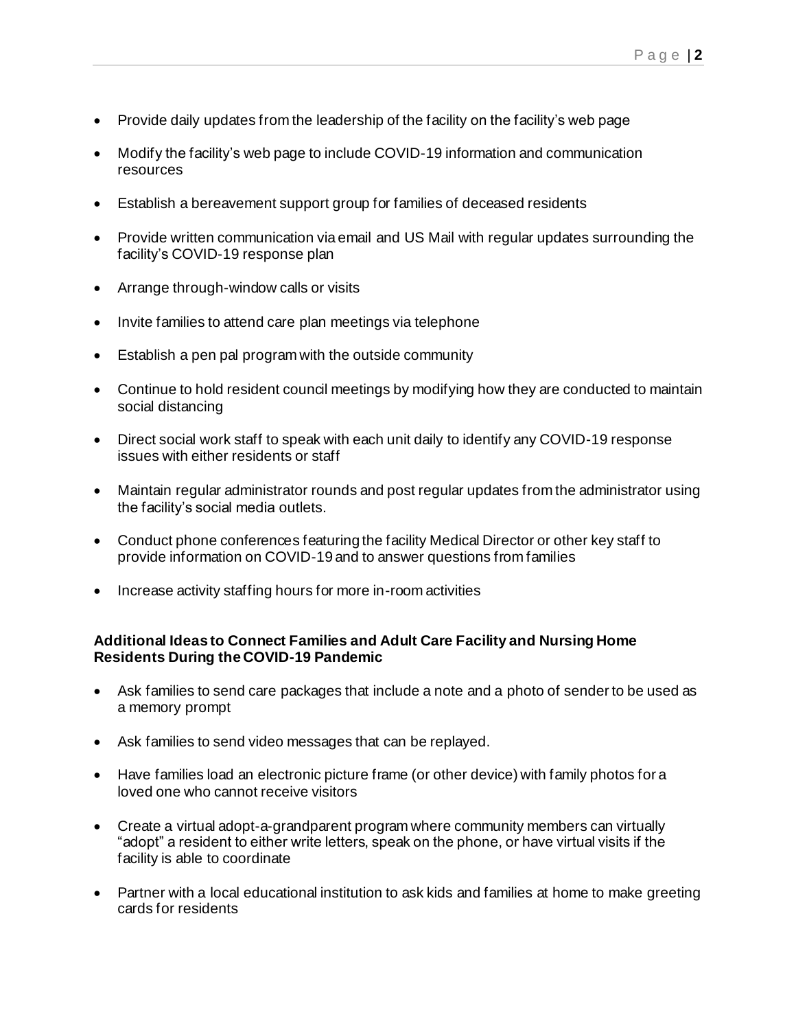- Provide daily updates from the leadership of the facility on the facility's web page
- Modify the facility's web page to include COVID-19 information and communication resources
- Establish a bereavement support group for families of deceased residents
- Provide written communication via email and US Mail with regular updates surrounding the facility's COVID-19 response plan
- Arrange through-window calls or visits
- Invite families to attend care plan meetings via telephone
- Establish a pen pal program with the outside community
- Continue to hold resident council meetings by modifying how they are conducted to maintain social distancing
- Direct social work staff to speak with each unit daily to identify any COVID-19 response issues with either residents or staff
- Maintain regular administrator rounds and post regular updates from the administrator using the facility's social media outlets.
- Conduct phone conferences featuring the facility Medical Director or other key staff to provide information on COVID-19 and to answer questions from families
- Increase activity staffing hours for more in-room activities

**Additional Ideas to Connect Families and Adult Care Facility and Nursing Home Residents During the COVID-19 Pandemic**

- Ask families to send care packages that include a note and a photo of sender to be used as a memory prompt
- Ask families to send video messages that can be replayed.
- Have families load an electronic picture frame (or other device) with family photos for a loved one who cannot receive visitors
- Create a virtual adopt-a-grandparent program where community members can virtually "adopt" a resident to either write letters, speak on the phone, or have virtual visits if the facility is able to coordinate
- Partner with a local educational institution to ask kids and families at home to make greeting cards for residents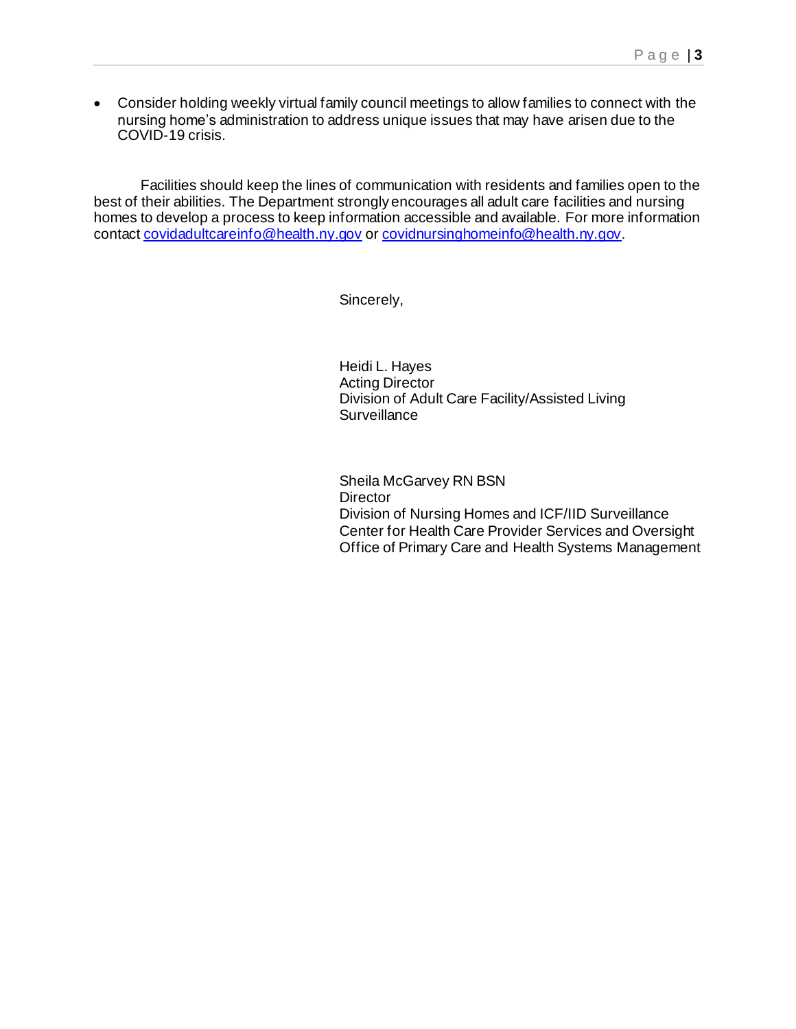- Consider holding weekly virtual family council meetings to allow families to connect with the nursing home's administration to address unique issues that may have arisen due to the COVID-19 crisis.

Facilities should keep the lines of communication with residents and families open to the best of their abilities. The Department strongly encourages all adult care facilities and nursing homes to develop a process to keep information accessible and available. For more information contact covidadultcareinfo@health.ny.gov or covidnursinghomeinfo@health.ny.gov.

Sincerely,

Heidi L. Hayes
Acting Director
Division of Adult Care Facility/Assisted Living Surveillance

Sheila McGarvey RN BSN
Director
Division of Nursing Homes and ICF/IID Surveillance
Center for Health Care Provider Services and Oversight
Office of Primary Care and Health Systems Management